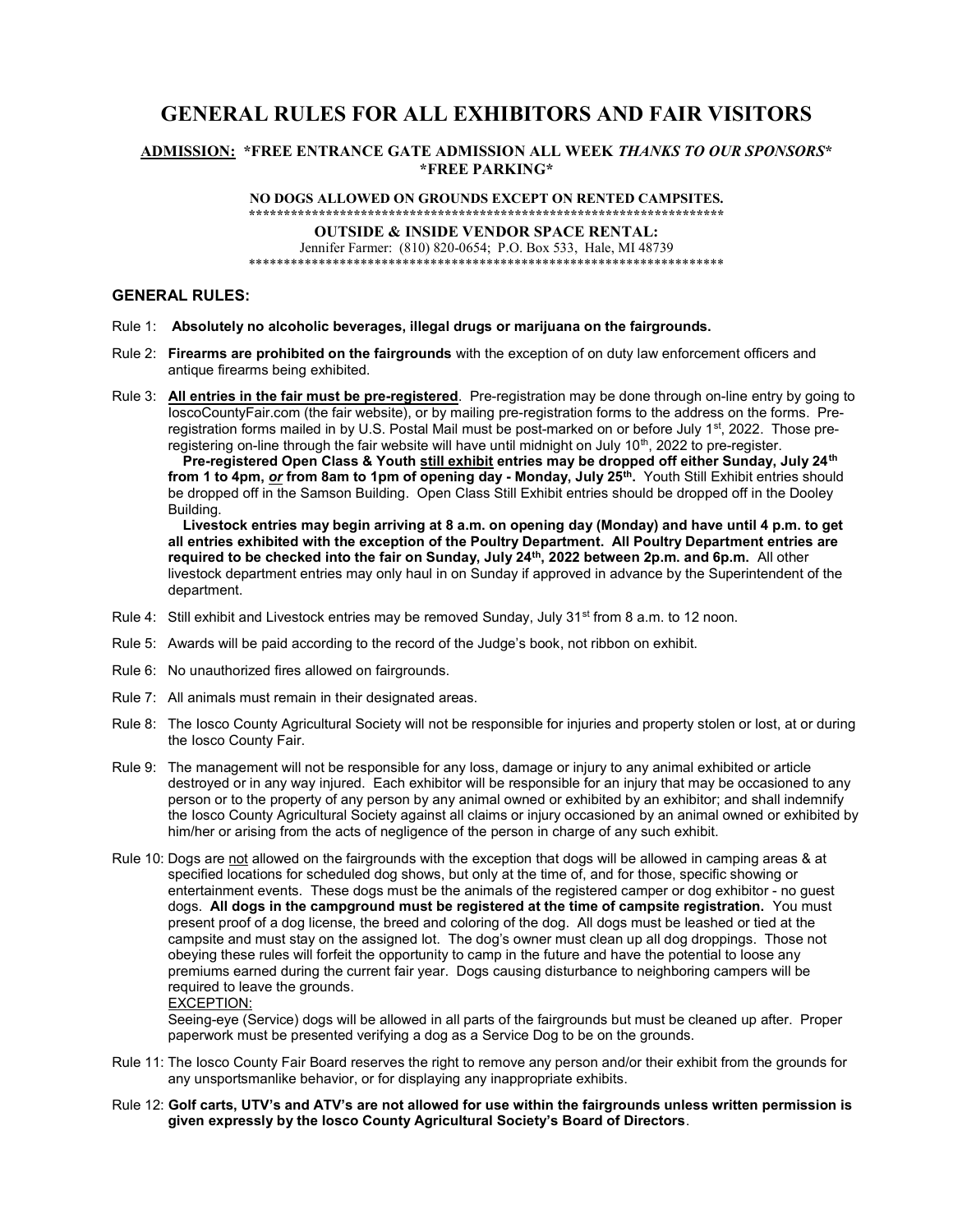# GENERAL RULES FOR ALL EXHIBITORS AND FAIR VISITORS

**ADMISSION: \*FREE ENTRANCE GATE ADMISSION ALL WEEK *THANKS TO OUR SPONSORS*\***
**\*FREE PARKING\***

**NO DOGS ALLOWED ON GROUNDS EXCEPT ON RENTED CAMPSITES.**

\*\*\*\*\*\*\*\*\*\*\*\*\*\*\*\*\*\*\*\*\*\*\*\*\*\*\*\*\*\*\*\*\*\*\*\*\*\*\*\*\*\*\*\*\*\*\*\*\*\*\*\*\*\*\*\*\*\*\*\*\*\*\*\*\*\*\*\*\*\*

**OUTSIDE & INSIDE VENDOR SPACE RENTAL:**

Jennifer Farmer: (810) 820-0654; P.O. Box 533, Hale, MI 48739

\*\*\*\*\*\*\*\*\*\*\*\*\*\*\*\*\*\*\*\*\*\*\*\*\*\*\*\*\*\*\*\*\*\*\*\*\*\*\*\*\*\*\*\*\*\*\*\*\*\*\*\*\*\*\*\*\*\*\*\*\*\*\*\*\*\*\*\*\*\*

## GENERAL RULES:

Rule 1: **Absolutely no alcoholic beverages, illegal drugs or marijuana on the fairgrounds.**

Rule 2: **Firearms are prohibited on the fairgrounds** with the exception of on duty law enforcement officers and antique firearms being exhibited.

Rule 3: **All entries in the fair must be pre-registered**. Pre-registration may be done through on-line entry by going to IoscoCountyFair.com (the fair website), or by mailing pre-registration forms to the address on the forms. Pre-registration forms mailed in by U.S. Postal Mail must be post-marked on or before July 1st, 2022. Those pre-registering on-line through the fair website will have until midnight on July 10th, 2022 to pre-register.

**Pre-registered Open Class & Youth still exhibit entries may be dropped off either Sunday, July 24th from 1 to 4pm, *or* from 8am to 1pm of opening day - Monday, July 25th.** Youth Still Exhibit entries should be dropped off in the Samson Building. Open Class Still Exhibit entries should be dropped off in the Dooley Building.

**Livestock entries may begin arriving at 8 a.m. on opening day (Monday) and have until 4 p.m. to get all entries exhibited with the exception of the Poultry Department. All Poultry Department entries are required to be checked into the fair on Sunday, July 24th, 2022 between 2p.m. and 6p.m.** All other livestock department entries may only haul in on Sunday if approved in advance by the Superintendent of the department.

Rule 4: Still exhibit and Livestock entries may be removed Sunday, July 31st from 8 a.m. to 12 noon.

Rule 5: Awards will be paid according to the record of the Judge's book, not ribbon on exhibit.

Rule 6: No unauthorized fires allowed on fairgrounds.

Rule 7: All animals must remain in their designated areas.

Rule 8: The Iosco County Agricultural Society will not be responsible for injuries and property stolen or lost, at or during the Iosco County Fair.

Rule 9: The management will not be responsible for any loss, damage or injury to any animal exhibited or article destroyed or in any way injured. Each exhibitor will be responsible for an injury that may be occasioned to any person or to the property of any person by any animal owned or exhibited by an exhibitor; and shall indemnify the Iosco County Agricultural Society against all claims or injury occasioned by an animal owned or exhibited by him/her or arising from the acts of negligence of the person in charge of any such exhibit.

Rule 10: Dogs are not allowed on the fairgrounds with the exception that dogs will be allowed in camping areas & at specified locations for scheduled dog shows, but only at the time of, and for those, specific showing or entertainment events. These dogs must be the animals of the registered camper or dog exhibitor - no guest dogs. **All dogs in the campground must be registered at the time of campsite registration.** You must present proof of a dog license, the breed and coloring of the dog. All dogs must be leashed or tied at the campsite and must stay on the assigned lot. The dog's owner must clean up all dog droppings. Those not obeying these rules will forfeit the opportunity to camp in the future and have the potential to loose any premiums earned during the current fair year. Dogs causing disturbance to neighboring campers will be required to leave the grounds.

EXCEPTION:

Seeing-eye (Service) dogs will be allowed in all parts of the fairgrounds but must be cleaned up after. Proper paperwork must be presented verifying a dog as a Service Dog to be on the grounds.

Rule 11: The Iosco County Fair Board reserves the right to remove any person and/or their exhibit from the grounds for any unsportsmanlike behavior, or for displaying any inappropriate exhibits.

Rule 12: **Golf carts, UTV's and ATV's are not allowed for use within the fairgrounds unless written permission is given expressly by the Iosco County Agricultural Society's Board of Directors**.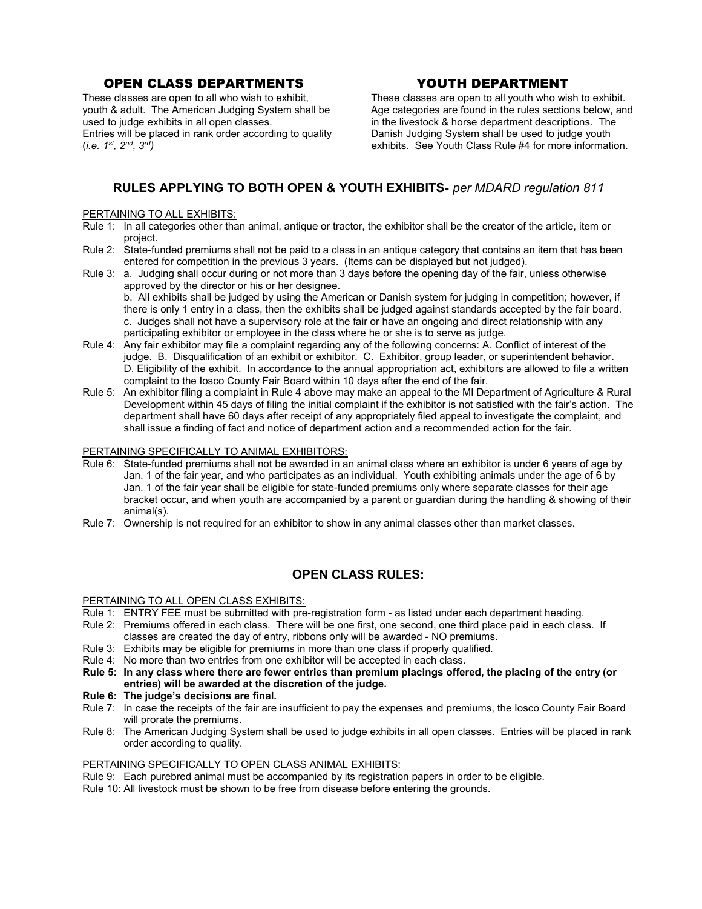## OPEN CLASS DEPARTMENTS

These classes are open to all who wish to exhibit, youth & adult. The American Judging System shall be used to judge exhibits in all open classes.
Entries will be placed in rank order according to quality (*i.e. 1st, 2nd, 3rd*)

## YOUTH DEPARTMENT

These classes are open to all youth who wish to exhibit. Age categories are found in the rules sections below, and in the livestock & horse department descriptions. The Danish Judging System shall be used to judge youth exhibits. See Youth Class Rule #4 for more information.

## RULES APPLYING TO BOTH OPEN & YOUTH EXHIBITS- *per MDARD regulation 811*

PERTAINING TO ALL EXHIBITS:

Rule 1: In all categories other than animal, antique or tractor, the exhibitor shall be the creator of the article, item or project.

Rule 2: State-funded premiums shall not be paid to a class in an antique category that contains an item that has been entered for competition in the previous 3 years. (Items can be displayed but not judged).

Rule 3: a. Judging shall occur during or not more than 3 days before the opening day of the fair, unless otherwise approved by the director or his or her designee.
b. All exhibits shall be judged by using the American or Danish system for judging in competition; however, if there is only 1 entry in a class, then the exhibits shall be judged against standards accepted by the fair board.
c. Judges shall not have a supervisory role at the fair or have an ongoing and direct relationship with any participating exhibitor or employee in the class where he or she is to serve as judge.

Rule 4: Any fair exhibitor may file a complaint regarding any of the following concerns: A. Conflict of interest of the judge. B. Disqualification of an exhibit or exhibitor. C. Exhibitor, group leader, or superintendent behavior. D. Eligibility of the exhibit. In accordance to the annual appropriation act, exhibitors are allowed to file a written complaint to the Iosco County Fair Board within 10 days after the end of the fair.

Rule 5: An exhibitor filing a complaint in Rule 4 above may make an appeal to the MI Department of Agriculture & Rural Development within 45 days of filing the initial complaint if the exhibitor is not satisfied with the fair's action. The department shall have 60 days after receipt of any appropriately filed appeal to investigate the complaint, and shall issue a finding of fact and notice of department action and a recommended action for the fair.

PERTAINING SPECIFICALLY TO ANIMAL EXHIBITORS:

Rule 6: State-funded premiums shall not be awarded in an animal class where an exhibitor is under 6 years of age by Jan. 1 of the fair year, and who participates as an individual. Youth exhibiting animals under the age of 6 by Jan. 1 of the fair year shall be eligible for state-funded premiums only where separate classes for their age bracket occur, and when youth are accompanied by a parent or guardian during the handling & showing of their animal(s).

Rule 7: Ownership is not required for an exhibitor to show in any animal classes other than market classes.

## OPEN CLASS RULES:

PERTAINING TO ALL OPEN CLASS EXHIBITS:

Rule 1: ENTRY FEE must be submitted with pre-registration form - as listed under each department heading.

Rule 2: Premiums offered in each class. There will be one first, one second, one third place paid in each class. If classes are created the day of entry, ribbons only will be awarded - NO premiums.

Rule 3: Exhibits may be eligible for premiums in more than one class if properly qualified.

Rule 4: No more than two entries from one exhibitor will be accepted in each class.

**Rule 5: In any class where there are fewer entries than premium placings offered, the placing of the entry (or entries) will be awarded at the discretion of the judge.**

**Rule 6: The judge's decisions are final.**

Rule 7: In case the receipts of the fair are insufficient to pay the expenses and premiums, the Iosco County Fair Board will prorate the premiums.

Rule 8: The American Judging System shall be used to judge exhibits in all open classes. Entries will be placed in rank order according to quality.

PERTAINING SPECIFICALLY TO OPEN CLASS ANIMAL EXHIBITS:

Rule 9: Each purebred animal must be accompanied by its registration papers in order to be eligible.

Rule 10: All livestock must be shown to be free from disease before entering the grounds.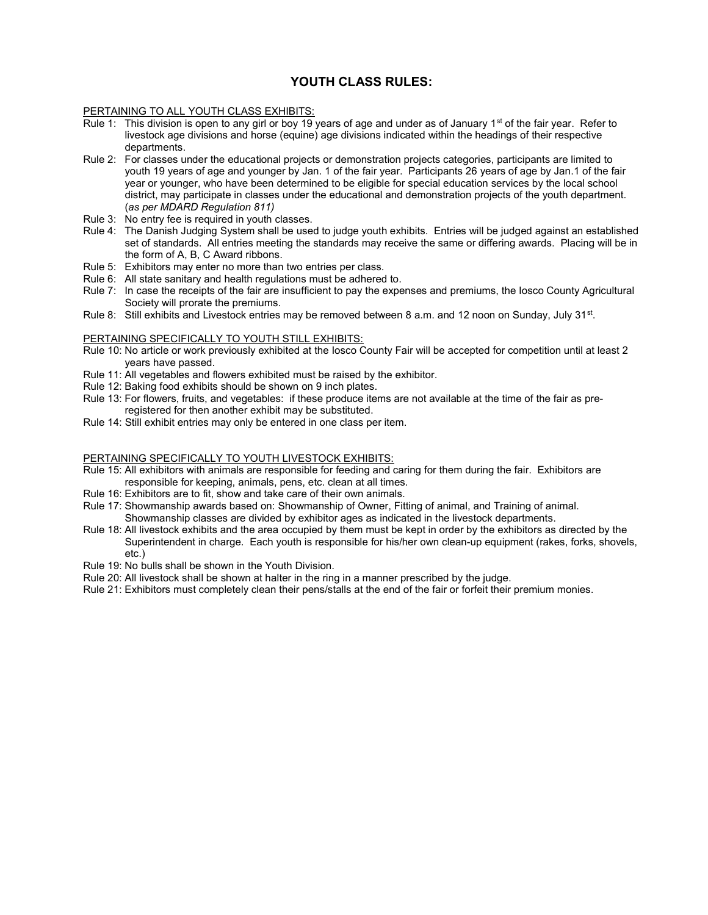# YOUTH CLASS RULES:

PERTAINING TO ALL YOUTH CLASS EXHIBITS:

Rule 1: This division is open to any girl or boy 19 years of age and under as of January 1st of the fair year. Refer to livestock age divisions and horse (equine) age divisions indicated within the headings of their respective departments.

Rule 2: For classes under the educational projects or demonstration projects categories, participants are limited to youth 19 years of age and younger by Jan. 1 of the fair year. Participants 26 years of age by Jan.1 of the fair year or younger, who have been determined to be eligible for special education services by the local school district, may participate in classes under the educational and demonstration projects of the youth department. (*as per MDARD Regulation 811)*

Rule 3: No entry fee is required in youth classes.

Rule 4: The Danish Judging System shall be used to judge youth exhibits. Entries will be judged against an established set of standards. All entries meeting the standards may receive the same or differing awards. Placing will be in the form of A, B, C Award ribbons.

Rule 5: Exhibitors may enter no more than two entries per class.

Rule 6: All state sanitary and health regulations must be adhered to.

Rule 7: In case the receipts of the fair are insufficient to pay the expenses and premiums, the Iosco County Agricultural Society will prorate the premiums.

Rule 8: Still exhibits and Livestock entries may be removed between 8 a.m. and 12 noon on Sunday, July 31st.

PERTAINING SPECIFICALLY TO YOUTH STILL EXHIBITS:

Rule 10: No article or work previously exhibited at the Iosco County Fair will be accepted for competition until at least 2 years have passed.

Rule 11: All vegetables and flowers exhibited must be raised by the exhibitor.

Rule 12: Baking food exhibits should be shown on 9 inch plates.

Rule 13: For flowers, fruits, and vegetables: if these produce items are not available at the time of the fair as pre-registered for then another exhibit may be substituted.

Rule 14: Still exhibit entries may only be entered in one class per item.

PERTAINING SPECIFICALLY TO YOUTH LIVESTOCK EXHIBITS:

Rule 15: All exhibitors with animals are responsible for feeding and caring for them during the fair. Exhibitors are responsible for keeping, animals, pens, etc. clean at all times.

Rule 16: Exhibitors are to fit, show and take care of their own animals.

Rule 17: Showmanship awards based on: Showmanship of Owner, Fitting of animal, and Training of animal. Showmanship classes are divided by exhibitor ages as indicated in the livestock departments.

Rule 18: All livestock exhibits and the area occupied by them must be kept in order by the exhibitors as directed by the Superintendent in charge. Each youth is responsible for his/her own clean-up equipment (rakes, forks, shovels, etc.)

Rule 19: No bulls shall be shown in the Youth Division.

Rule 20: All livestock shall be shown at halter in the ring in a manner prescribed by the judge.

Rule 21: Exhibitors must completely clean their pens/stalls at the end of the fair or forfeit their premium monies.